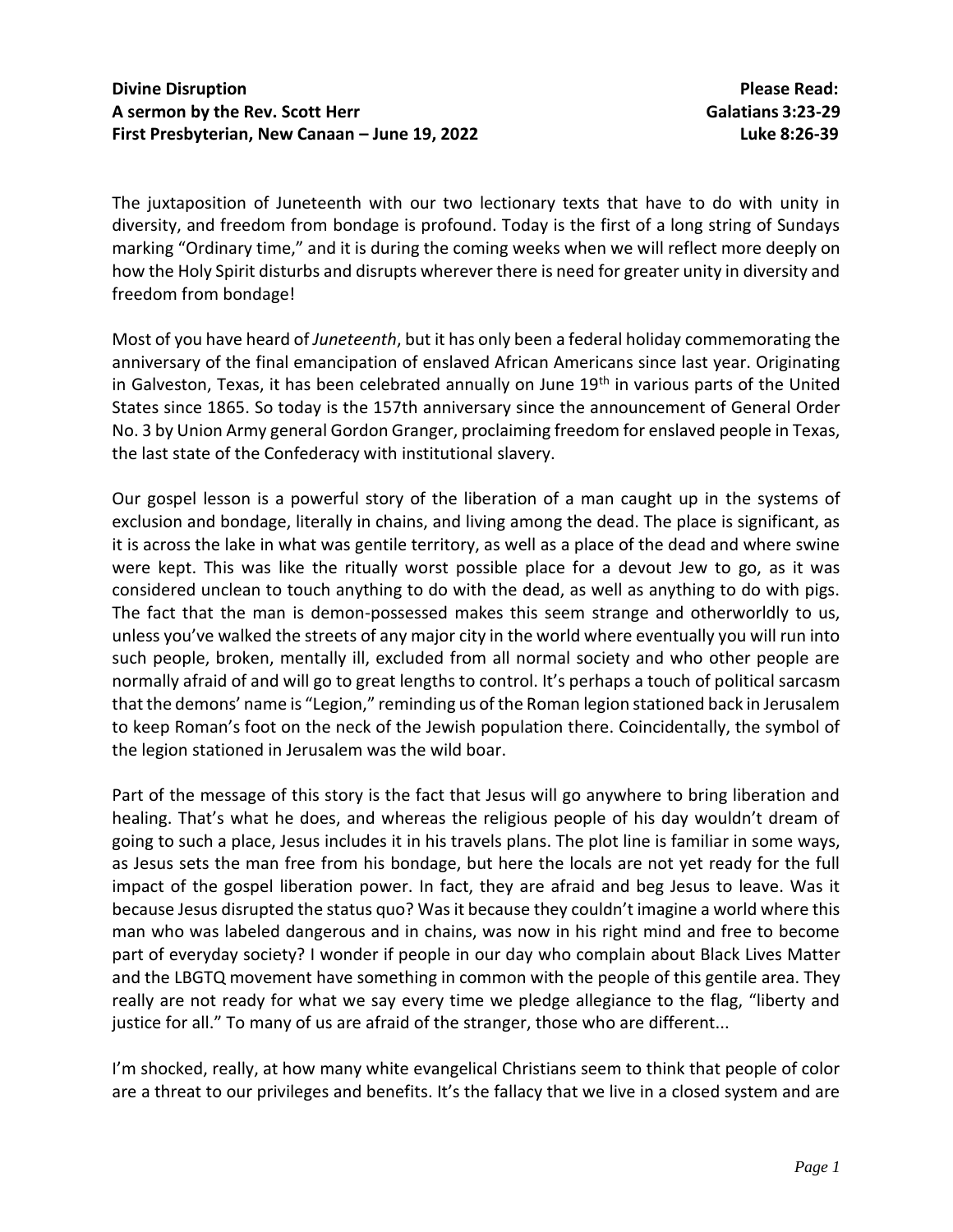**Divine Disruption**
**A sermon by the Rev. Scott Herr**
**First Presbyterian, New Canaan – June 19, 2022**

**Please Read:**
**Galatians 3:23-29**
**Luke 8:26-39**

The juxtaposition of Juneteenth with our two lectionary texts that have to do with unity in diversity, and freedom from bondage is profound. Today is the first of a long string of Sundays marking "Ordinary time," and it is during the coming weeks when we will reflect more deeply on how the Holy Spirit disturbs and disrupts wherever there is need for greater unity in diversity and freedom from bondage!

Most of you have heard of *Juneteenth*, but it has only been a federal holiday commemorating the anniversary of the final emancipation of enslaved African Americans since last year. Originating in Galveston, Texas, it has been celebrated annually on June 19th in various parts of the United States since 1865. So today is the 157th anniversary since the announcement of General Order No. 3 by Union Army general Gordon Granger, proclaiming freedom for enslaved people in Texas, the last state of the Confederacy with institutional slavery.

Our gospel lesson is a powerful story of the liberation of a man caught up in the systems of exclusion and bondage, literally in chains, and living among the dead. The place is significant, as it is across the lake in what was gentile territory, as well as a place of the dead and where swine were kept. This was like the ritually worst possible place for a devout Jew to go, as it was considered unclean to touch anything to do with the dead, as well as anything to do with pigs. The fact that the man is demon-possessed makes this seem strange and otherworldly to us, unless you've walked the streets of any major city in the world where eventually you will run into such people, broken, mentally ill, excluded from all normal society and who other people are normally afraid of and will go to great lengths to control. It's perhaps a touch of political sarcasm that the demons' name is "Legion," reminding us of the Roman legion stationed back in Jerusalem to keep Roman's foot on the neck of the Jewish population there. Coincidentally, the symbol of the legion stationed in Jerusalem was the wild boar.

Part of the message of this story is the fact that Jesus will go anywhere to bring liberation and healing. That's what he does, and whereas the religious people of his day wouldn't dream of going to such a place, Jesus includes it in his travels plans. The plot line is familiar in some ways, as Jesus sets the man free from his bondage, but here the locals are not yet ready for the full impact of the gospel liberation power. In fact, they are afraid and beg Jesus to leave. Was it because Jesus disrupted the status quo? Was it because they couldn't imagine a world where this man who was labeled dangerous and in chains, was now in his right mind and free to become part of everyday society? I wonder if people in our day who complain about Black Lives Matter and the LBGTQ movement have something in common with the people of this gentile area. They really are not ready for what we say every time we pledge allegiance to the flag, "liberty and justice for all." To many of us are afraid of the stranger, those who are different...

I'm shocked, really, at how many white evangelical Christians seem to think that people of color are a threat to our privileges and benefits. It's the fallacy that we live in a closed system and are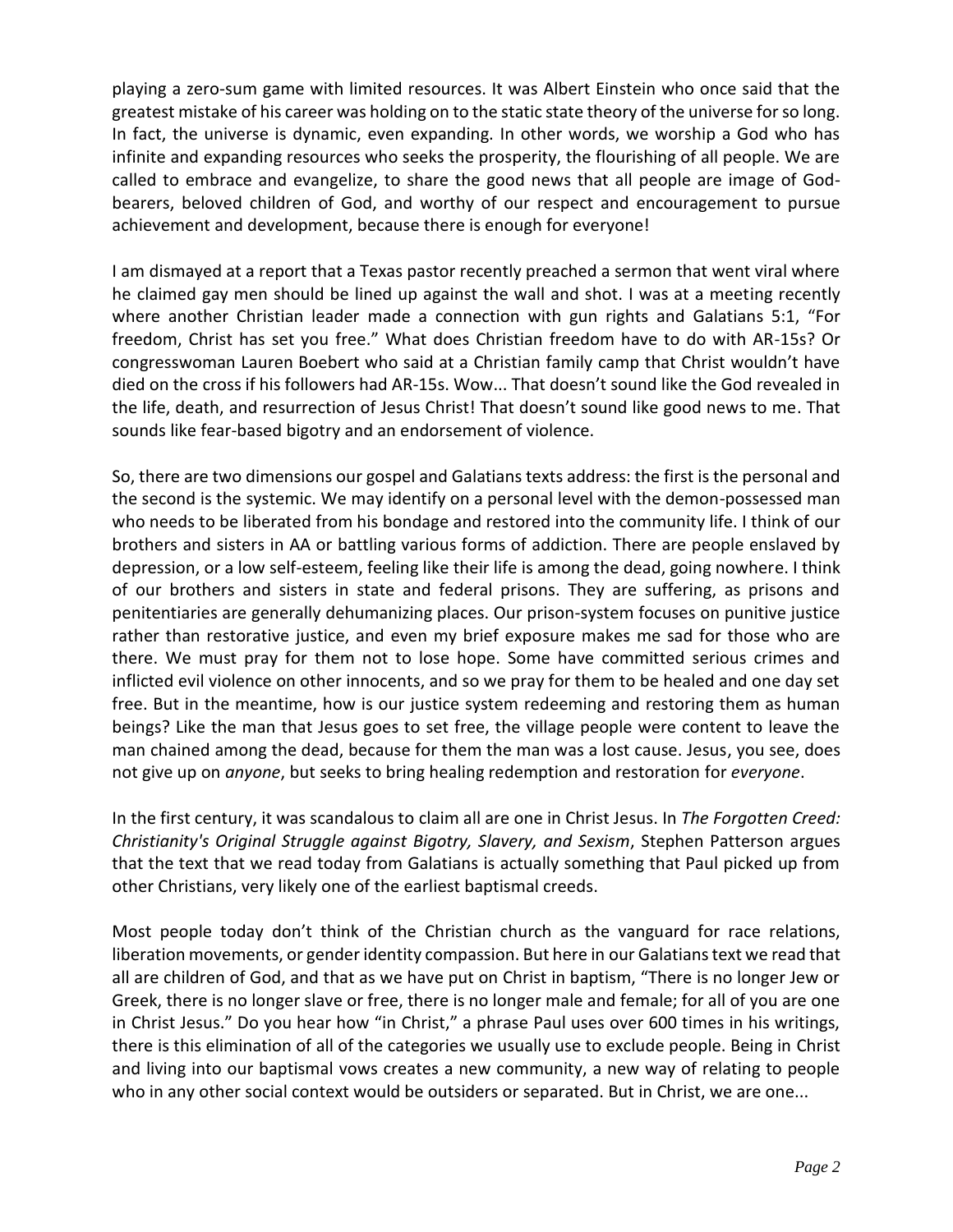playing a zero-sum game with limited resources. It was Albert Einstein who once said that the greatest mistake of his career was holding on to the static state theory of the universe for so long. In fact, the universe is dynamic, even expanding. In other words, we worship a God who has infinite and expanding resources who seeks the prosperity, the flourishing of all people. We are called to embrace and evangelize, to share the good news that all people are image of God-bearers, beloved children of God, and worthy of our respect and encouragement to pursue achievement and development, because there is enough for everyone!

I am dismayed at a report that a Texas pastor recently preached a sermon that went viral where he claimed gay men should be lined up against the wall and shot. I was at a meeting recently where another Christian leader made a connection with gun rights and Galatians 5:1, "For freedom, Christ has set you free." What does Christian freedom have to do with AR-15s? Or congresswoman Lauren Boebert who said at a Christian family camp that Christ wouldn't have died on the cross if his followers had AR-15s. Wow... That doesn't sound like the God revealed in the life, death, and resurrection of Jesus Christ! That doesn't sound like good news to me. That sounds like fear-based bigotry and an endorsement of violence.

So, there are two dimensions our gospel and Galatians texts address: the first is the personal and the second is the systemic. We may identify on a personal level with the demon-possessed man who needs to be liberated from his bondage and restored into the community life. I think of our brothers and sisters in AA or battling various forms of addiction. There are people enslaved by depression, or a low self-esteem, feeling like their life is among the dead, going nowhere. I think of our brothers and sisters in state and federal prisons. They are suffering, as prisons and penitentiaries are generally dehumanizing places. Our prison-system focuses on punitive justice rather than restorative justice, and even my brief exposure makes me sad for those who are there. We must pray for them not to lose hope. Some have committed serious crimes and inflicted evil violence on other innocents, and so we pray for them to be healed and one day set free. But in the meantime, how is our justice system redeeming and restoring them as human beings? Like the man that Jesus goes to set free, the village people were content to leave the man chained among the dead, because for them the man was a lost cause. Jesus, you see, does not give up on *anyone*, but seeks to bring healing redemption and restoration for *everyone*.

In the first century, it was scandalous to claim all are one in Christ Jesus. In *The Forgotten Creed: Christianity's Original Struggle against Bigotry, Slavery, and Sexism*, Stephen Patterson argues that the text that we read today from Galatians is actually something that Paul picked up from other Christians, very likely one of the earliest baptismal creeds.

Most people today don't think of the Christian church as the vanguard for race relations, liberation movements, or gender identity compassion. But here in our Galatians text we read that all are children of God, and that as we have put on Christ in baptism, "There is no longer Jew or Greek, there is no longer slave or free, there is no longer male and female; for all of you are one in Christ Jesus." Do you hear how "in Christ," a phrase Paul uses over 600 times in his writings, there is this elimination of all of the categories we usually use to exclude people. Being in Christ and living into our baptismal vows creates a new community, a new way of relating to people who in any other social context would be outsiders or separated. But in Christ, we are one...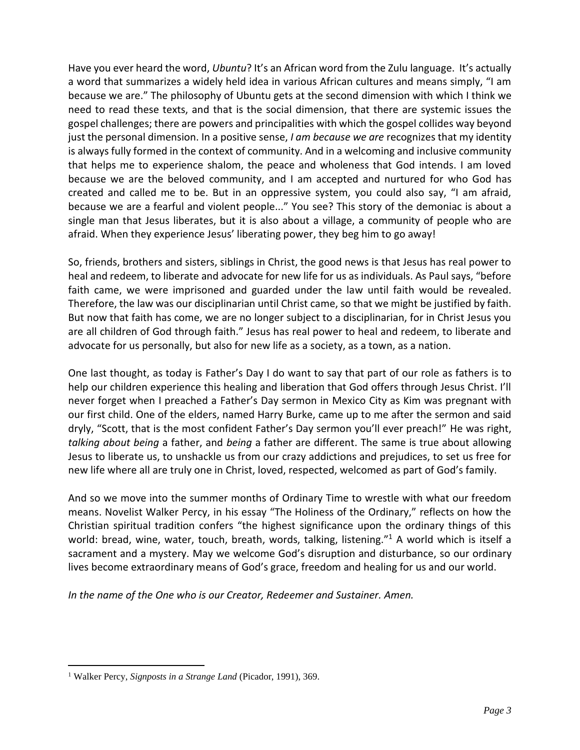Have you ever heard the word, *Ubuntu*? It's an African word from the Zulu language. It's actually a word that summarizes a widely held idea in various African cultures and means simply, "I am because we are." The philosophy of Ubuntu gets at the second dimension with which I think we need to read these texts, and that is the social dimension, that there are systemic issues the gospel challenges; there are powers and principalities with which the gospel collides way beyond just the personal dimension. In a positive sense, *I am because we are* recognizes that my identity is always fully formed in the context of community. And in a welcoming and inclusive community that helps me to experience shalom, the peace and wholeness that God intends. I am loved because we are the beloved community, and I am accepted and nurtured for who God has created and called me to be. But in an oppressive system, you could also say, "I am afraid, because we are a fearful and violent people..." You see? This story of the demoniac is about a single man that Jesus liberates, but it is also about a village, a community of people who are afraid. When they experience Jesus' liberating power, they beg him to go away!

So, friends, brothers and sisters, siblings in Christ, the good news is that Jesus has real power to heal and redeem, to liberate and advocate for new life for us as individuals. As Paul says, "before faith came, we were imprisoned and guarded under the law until faith would be revealed. Therefore, the law was our disciplinarian until Christ came, so that we might be justified by faith. But now that faith has come, we are no longer subject to a disciplinarian, for in Christ Jesus you are all children of God through faith." Jesus has real power to heal and redeem, to liberate and advocate for us personally, but also for new life as a society, as a town, as a nation.

One last thought, as today is Father's Day I do want to say that part of our role as fathers is to help our children experience this healing and liberation that God offers through Jesus Christ. I'll never forget when I preached a Father's Day sermon in Mexico City as Kim was pregnant with our first child. One of the elders, named Harry Burke, came up to me after the sermon and said dryly, "Scott, that is the most confident Father's Day sermon you'll ever preach!" He was right, *talking about being* a father, and *being* a father are different. The same is true about allowing Jesus to liberate us, to unshackle us from our crazy addictions and prejudices, to set us free for new life where all are truly one in Christ, loved, respected, welcomed as part of God's family.

And so we move into the summer months of Ordinary Time to wrestle with what our freedom means. Novelist Walker Percy, in his essay "The Holiness of the Ordinary," reflects on how the Christian spiritual tradition confers "the highest significance upon the ordinary things of this world: bread, wine, water, touch, breath, words, talking, listening."[1] A world which is itself a sacrament and a mystery. May we welcome God's disruption and disturbance, so our ordinary lives become extraordinary means of God's grace, freedom and healing for us and our world.

*In the name of the One who is our Creator, Redeemer and Sustainer. Amen.*

---

[1] Walker Percy, *Signposts in a Strange Land* (Picador, 1991), 369.